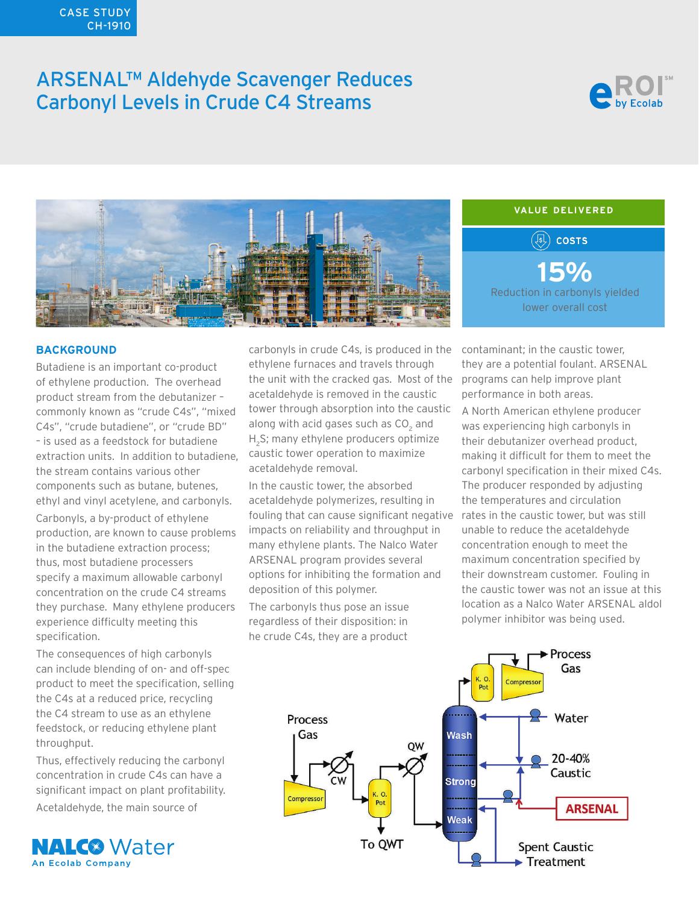CASE STUDY
CH-1910

# ARSENAL™ Aldehyde Scavenger Reduces Carbonyl Levels in Crude C4 Streams

**VALUE DELIVERED**

**COSTS**

**15%**

Reduction in carbonyls yielded lower overall cost

## BACKGROUND

Butadiene is an important co-product of ethylene production. The overhead product stream from the debutanizer – commonly known as "crude C4s", "mixed C4s", "crude butadiene", or "crude BD" – is used as a feedstock for butadiene extraction units. In addition to butadiene, the stream contains various other components such as butane, butenes, ethyl and vinyl acetylene, and carbonyls.

Carbonyls, a by-product of ethylene production, are known to cause problems in the butadiene extraction process; thus, most butadiene processers specify a maximum allowable carbonyl concentration on the crude C4 streams they purchase. Many ethylene producers experience difficulty meeting this specification.

The consequences of high carbonyls can include blending of on- and off-spec product to meet the specification, selling the C4s at a reduced price, recycling the C4 stream to use as an ethylene feedstock, or reducing ethylene plant throughput.

Thus, effectively reducing the carbonyl concentration in crude C4s can have a significant impact on plant profitability.

Acetaldehyde, the main source of carbonyls in crude C4s, is produced in the ethylene furnaces and travels through the unit with the cracked gas. Most of the acetaldehyde is removed in the caustic tower through absorption into the caustic along with acid gases such as $CO_2$ and $H_2S$; many ethylene producers optimize caustic tower operation to maximize acetaldehyde removal.

In the caustic tower, the absorbed acetaldehyde polymerizes, resulting in fouling that can cause significant negative impacts on reliability and throughput in many ethylene plants. The Nalco Water ARSENAL program provides several options for inhibiting the formation and deposition of this polymer.

The carbonyls thus pose an issue regardless of their disposition: in he crude C4s, they are a product contaminant; in the caustic tower, they are a potential foulant. ARSENAL programs can help improve plant performance in both areas.

A North American ethylene producer was experiencing high carbonyls in their debutanizer overhead product, making it difficult for them to meet the carbonyl specification in their mixed C4s. The producer responded by adjusting the temperatures and circulation rates in the caustic tower, but was still unable to reduce the acetaldehyde concentration enough to meet the maximum concentration specified by their downstream customer. Fouling in the caustic tower was not an issue at this location as a Nalco Water ARSENAL aldol polymer inhibitor was being used.

Process Gas – Compressor – CW – K. O. Pot – QW – To QWT – Wash / Strong / Weak – K. O. Pot – Compressor – Process Gas – Water – 20-40% Caustic – ARSENAL – Spent Caustic Treatment

NALCO Water
An Ecolab Company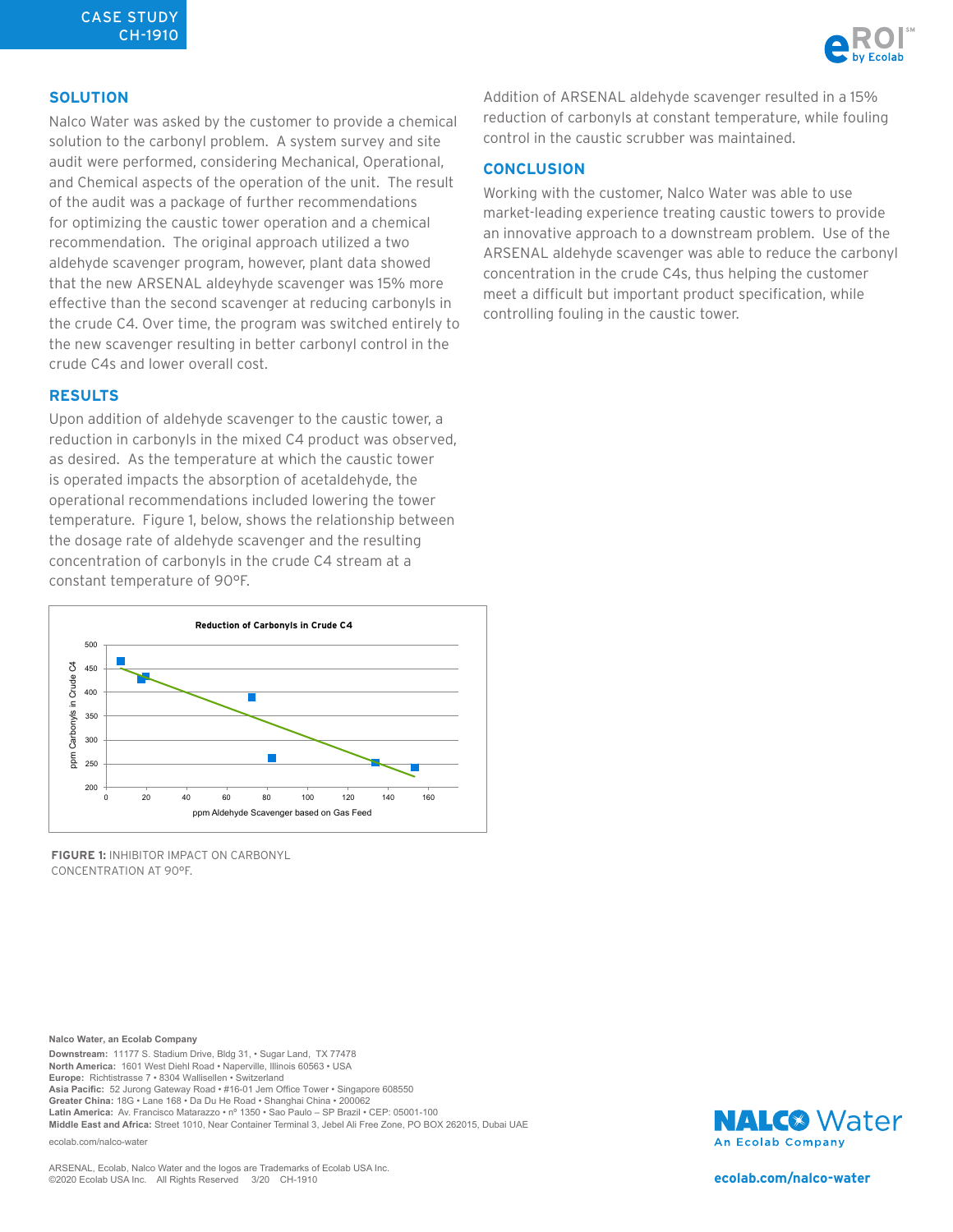## SOLUTION

Nalco Water was asked by the customer to provide a chemical solution to the carbonyl problem. A system survey and site audit were performed, considering Mechanical, Operational, and Chemical aspects of the operation of the unit. The result of the audit was a package of further recommendations for optimizing the caustic tower operation and a chemical recommendation. The original approach utilized a two aldehyde scavenger program, however, plant data showed that the new ARSENAL aldeyhyde scavenger was 15% more effective than the second scavenger at reducing carbonyls in the crude C4. Over time, the program was switched entirely to the new scavenger resulting in better carbonyl control in the crude C4s and lower overall cost.

## RESULTS

Upon addition of aldehyde scavenger to the caustic tower, a reduction in carbonyls in the mixed C4 product was observed, as desired. As the temperature at which the caustic tower is operated impacts the absorption of acetaldehyde, the operational recommendations included lowering the tower temperature. Figure 1, below, shows the relationship between the dosage rate of aldehyde scavenger and the resulting concentration of carbonyls in the crude C4 stream at a constant temperature of 90°F.

Reduction of Carbonyls in Crude C4

ppm Carbonyls in Crude C4

500
450
400
350
300
250
200

0 20 40 60 80 100 120 140 160

ppm Aldehyde Scavenger based on Gas Feed

**FIGURE 1:** INHIBITOR IMPACT ON CARBONYL CONCENTRATION AT 90°F.

Addition of ARSENAL aldehyde scavenger resulted in a 15% reduction of carbonyls at constant temperature, while fouling control in the caustic scrubber was maintained.

## CONCLUSION

Working with the customer, Nalco Water was able to use market-leading experience treating caustic towers to provide an innovative approach to a downstream problem. Use of the ARSENAL aldehyde scavenger was able to reduce the carbonyl concentration in the crude C4s, thus helping the customer meet a difficult but important product specification, while controlling fouling in the caustic tower.

**Nalco Water, an Ecolab Company**

**Downstream:** 11177 S. Stadium Drive, Bldg 31, • Sugar Land, TX 77478
**North America:** 1601 West Diehl Road • Naperville, Illinois 60563 • USA
**Europe:** Richtistrasse 7 • 8304 Wallisellen • Switzerland
**Asia Pacific:** 52 Jurong Gateway Road • #16-01 Jem Office Tower • Singapore 608550
**Greater China:** 18G • Lane 168 • Da Du He Road • Shanghai China • 200062
**Latin America:** Av. Francisco Matarazzo • nº 1350 • Sao Paulo – SP Brazil • CEP: 05001-100
**Middle East and Africa:** Street 1010, Near Container Terminal 3, Jebel Ali Free Zone, PO BOX 262015, Dubai UAE

ecolab.com/nalco-water

ARSENAL, Ecolab, Nalco Water and the logos are Trademarks of Ecolab USA Inc.
©2020 Ecolab USA Inc. All Rights Reserved 3/20 CH-1910

NALCO Water
An Ecolab Company

ecolab.com/nalco-water